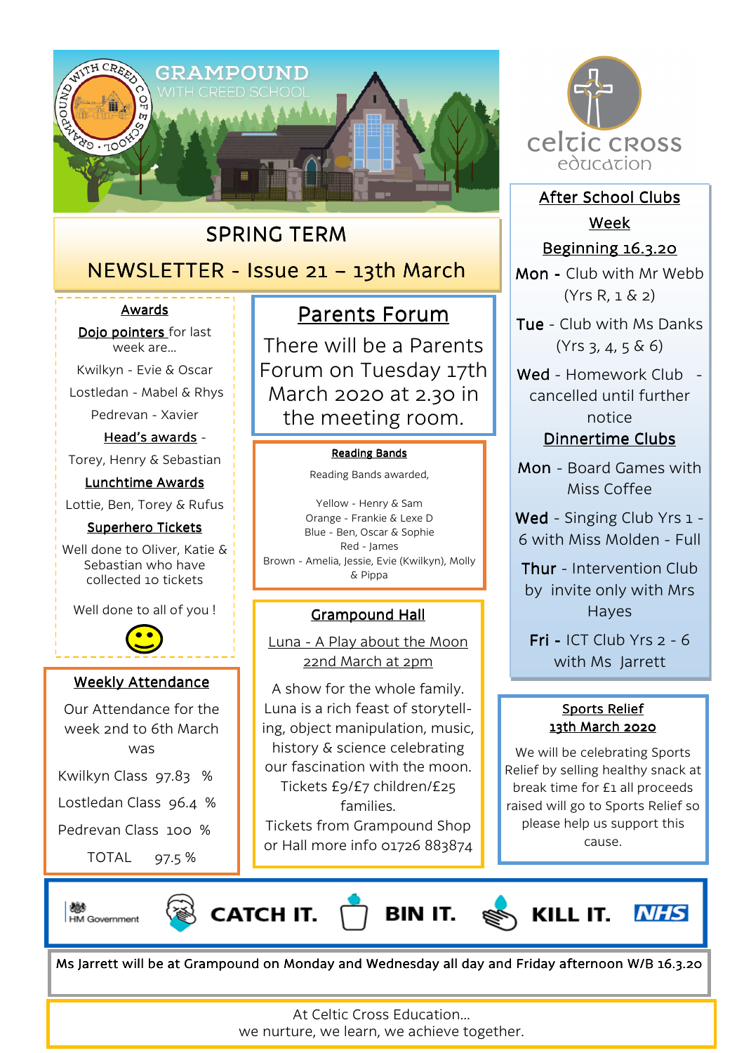# GRAMPOUND WITH CREED SCHOOL

celtic cross education

## SPRING TERM

## NEWSLETTER - Issue 21 – 13th March

### Awards

**Dojo pointers** for last week are…

Kwilkyn - Evie & Oscar

Lostledan - Mabel & Rhys

Pedrevan - Xavier

**Head's awards** -

Torey, Henry & Sebastian

**Lunchtime Awards**

Lottie, Ben, Torey & Rufus

**Superhero Tickets**

Well done to Oliver, Katie & Sebastian who have collected 10 tickets

Well done to all of you !

### Weekly Attendance

Our Attendance for the week 2nd to 6th March was

Kwilkyn Class 97.83 %

Lostledan Class 96.4 %

Pedrevan Class 100 %

TOTAL 97.5 %

### Parents Forum

There will be a Parents Forum on Tuesday 17th March 2020 at 2.30 in the meeting room.

### Reading Bands

Reading Bands awarded,

Yellow - Henry & Sam
Orange - Frankie & Lexe D
Blue - Ben, Oscar & Sophie
Red - James
Brown - Amelia, Jessie, Evie (Kwilkyn), Molly & Pippa

### Grampound Hall

Luna - A Play about the Moon
22nd March at 2pm

A show for the whole family. Luna is a rich feast of storytelling, object manipulation, music, history & science celebrating our fascination with the moon. Tickets £9/£7 children/£25 families.
Tickets from Grampound Shop or Hall more info 01726 883874

### After School Clubs Week Beginning 16.3.20

**Mon** - Club with Mr Webb (Yrs R, 1 & 2)

**Tue** - Club with Ms Danks (Yrs 3, 4, 5 & 6)

**Wed** - Homework Club - cancelled until further notice

### Dinnertime Clubs

**Mon** - Board Games with Miss Coffee

**Wed** - Singing Club Yrs 1 - 6 with Miss Molden - Full

**Thur** - Intervention Club by invite only with Mrs Hayes

**Fri** - ICT Club Yrs 2 - 6 with Ms Jarrett

### Sports Relief 13th March 2020

We will be celebrating Sports Relief by selling healthy snack at break time for £1 all proceeds raised will go to Sports Relief so please help us support this cause.

HM Government CATCH IT. BIN IT. KILL IT. NHS

Ms Jarrett will be at Grampound on Monday and Wednesday all day and Friday afternoon W/B 16.3.20

At Celtic Cross Education…
we nurture, we learn, we achieve together.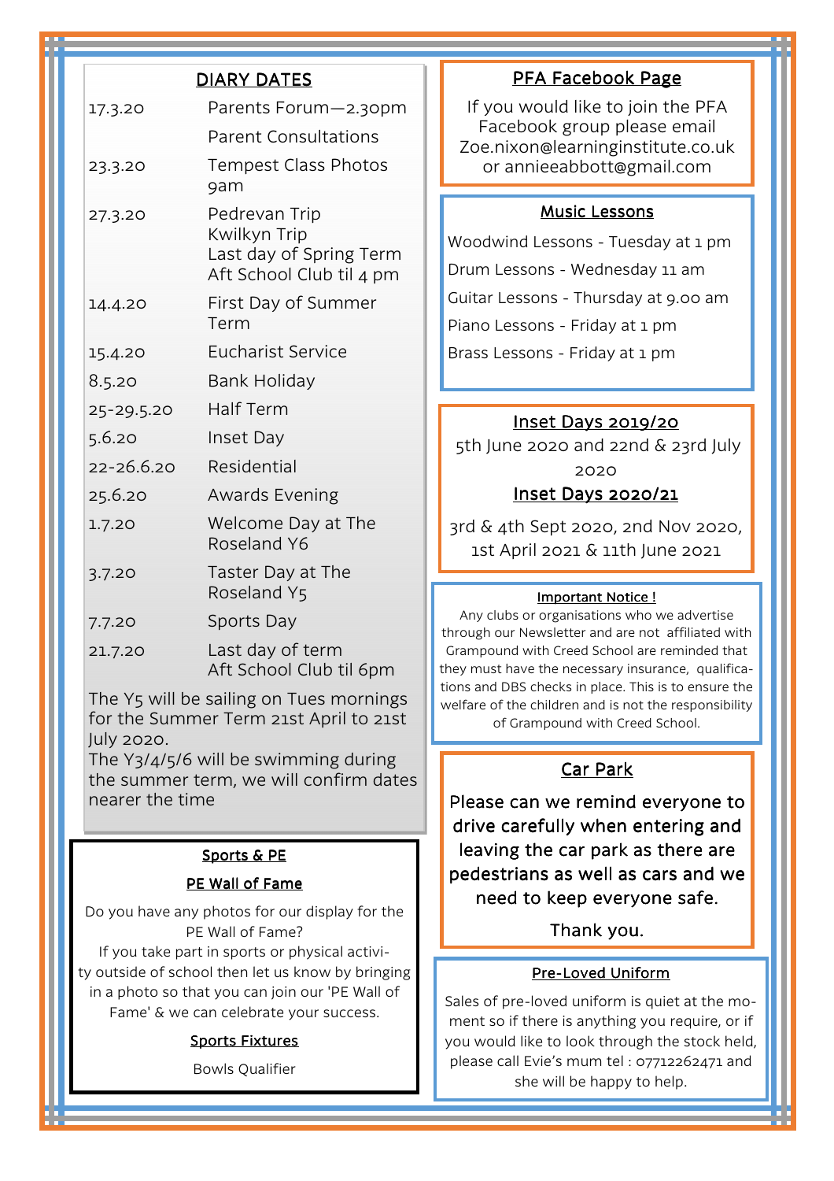## DIARY DATES

| | |
|---|---|
| 17.3.20 | Parents Forum—2.30pm |
| | Parent Consultations |
| 23.3.20 | Tempest Class Photos 9am |
| 27.3.20 | Pedrevan Trip<br>Kwilkyn Trip<br>Last day of Spring Term<br>Aft School Club til 4 pm |
| 14.4.20 | First Day of Summer Term |
| 15.4.20 | Eucharist Service |
| 8.5.20 | Bank Holiday |
| 25-29.5.20 | Half Term |
| 5.6.20 | Inset Day |
| 22-26.6.20 | Residential |
| 25.6.20 | Awards Evening |
| 1.7.20 | Welcome Day at The Roseland Y6 |
| 3.7.20 | Taster Day at The Roseland Y5 |
| 7.7.20 | Sports Day |
| 21.7.20 | Last day of term<br>Aft School Club til 6pm |

The Y5 will be sailing on Tues mornings for the Summer Term 21st April to 21st July 2020.
The Y3/4/5/6 will be swimming during the summer term, we will confirm dates nearer the time

## Sports & PE

### PE Wall of Fame

Do you have any photos for our display for the PE Wall of Fame?
If you take part in sports or physical activity outside of school then let us know by bringing in a photo so that you can join our 'PE Wall of Fame' & we can celebrate your success.

### Sports Fixtures

Bowls Qualifier

## PFA Facebook Page

If you would like to join the PFA Facebook group please email Zoe.nixon@learninginstitute.co.uk or annieeabbott@gmail.com

## Music Lessons

Woodwind Lessons - Tuesday at 1 pm

Drum Lessons - Wednesday 11 am

Guitar Lessons - Thursday at 9.00 am

Piano Lessons - Friday at 1 pm

Brass Lessons - Friday at 1 pm

## Inset Days 2019/20

5th June 2020 and 22nd & 23rd July 2020

## Inset Days 2020/21

3rd & 4th Sept 2020, 2nd Nov 2020, 1st April 2021 & 11th June 2021

## Important Notice !

Any clubs or organisations who we advertise through our Newsletter and are not affiliated with Grampound with Creed School are reminded that they must have the necessary insurance, qualifications and DBS checks in place. This is to ensure the welfare of the children and is not the responsibility of Grampound with Creed School.

## Car Park

Please can we remind everyone to drive carefully when entering and leaving the car park as there are pedestrians as well as cars and we need to keep everyone safe.

Thank you.

## Pre-Loved Uniform

Sales of pre-loved uniform is quiet at the moment so if there is anything you require, or if you would like to look through the stock held, please call Evie's mum tel : 07712262471 and she will be happy to help.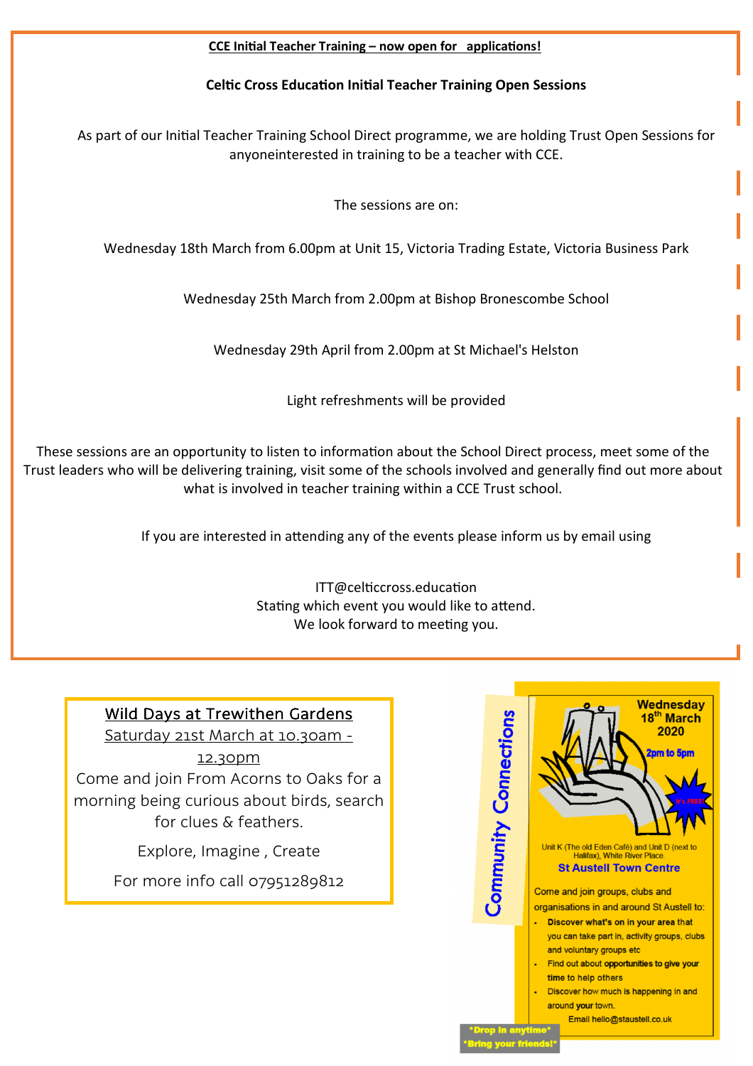**CCE Initial Teacher Training – now open for applications!**

**Celtic Cross Education Initial Teacher Training Open Sessions**

As part of our Initial Teacher Training School Direct programme, we are holding Trust Open Sessions for anyoneinterested in training to be a teacher with CCE.

The sessions are on:

Wednesday 18th March from 6.00pm at Unit 15, Victoria Trading Estate, Victoria Business Park

Wednesday 25th March from 2.00pm at Bishop Bronescombe School

Wednesday 29th April from 2.00pm at St Michael's Helston

Light refreshments will be provided

These sessions are an opportunity to listen to information about the School Direct process, meet some of the Trust leaders who will be delivering training, visit some of the schools involved and generally find out more about what is involved in teacher training within a CCE Trust school.

If you are interested in attending any of the events please inform us by email using

ITT@celticcross.education
Stating which event you would like to attend.
We look forward to meeting you.

---

## Wild Days at Trewithen Gardens

Saturday 21st March at 10.30am - 12.30pm

Come and join From Acorns to Oaks for a morning being curious about birds, search for clues & feathers.

Explore, Imagine , Create

For more info call 07951289812

---

## Community Connections

**Wednesday 18th March 2020**

**2pm to 5pm**

It's FREE!

Unit K (The old Eden Café) and Unit D (next to Halifax), White River Place.

**St Austell Town Centre**

Come and join groups, clubs and organisations in and around St Austell to:

- **Discover what's on in your area** that you can take part in, activity groups, clubs and voluntary groups etc
- Find out about **opportunities to give your time** to help others
- Discover how much is happening in and around **your** town.

Email hello@staustell.co.uk

**\*Drop in anytime\***
**\*Bring your friends!\***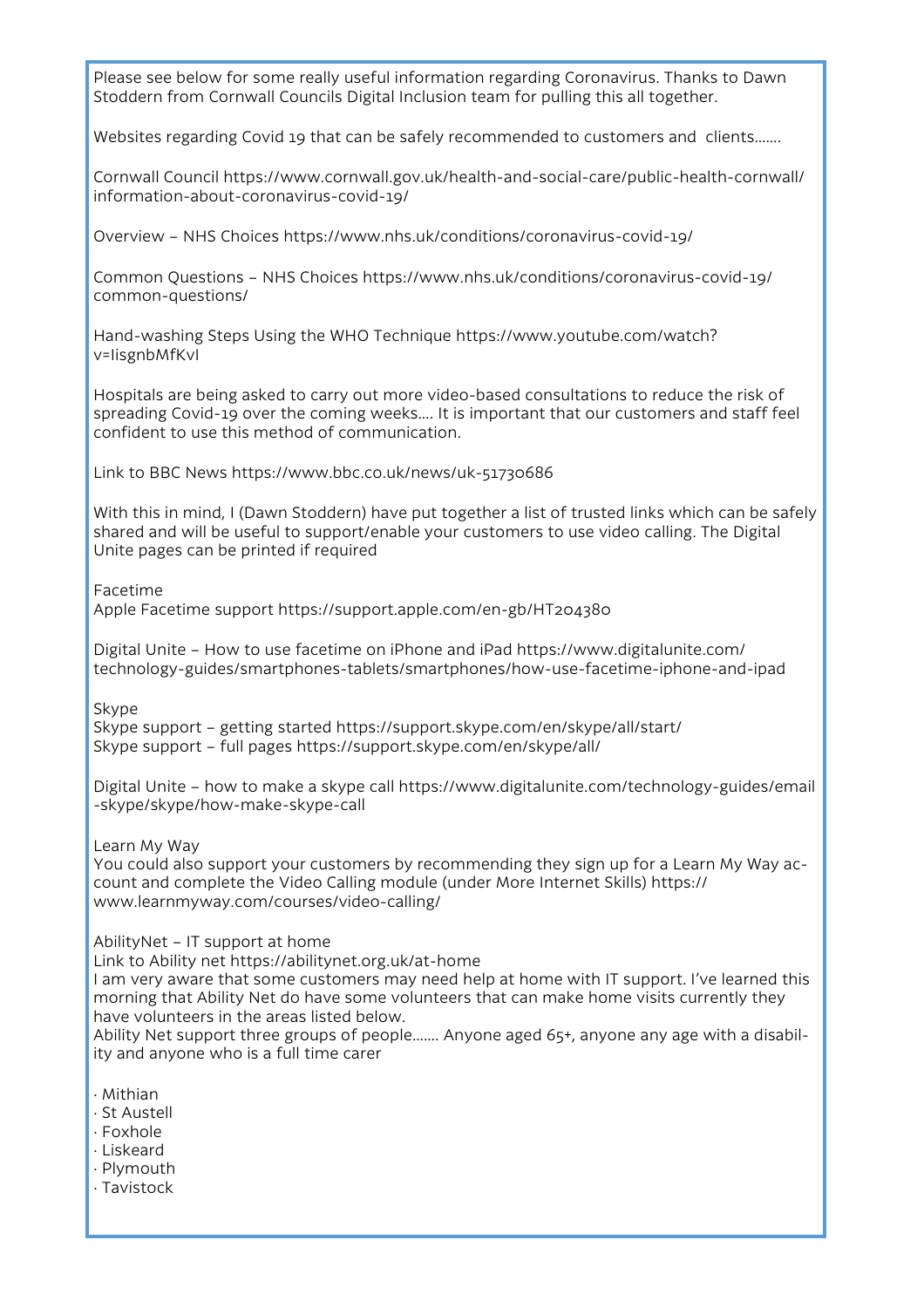Please see below for some really useful information regarding Coronavirus. Thanks to Dawn Stoddern from Cornwall Councils Digital Inclusion team for pulling this all together.

Websites regarding Covid 19 that can be safely recommended to customers and clients…….

Cornwall Council https://www.cornwall.gov.uk/health-and-social-care/public-health-cornwall/information-about-coronavirus-covid-19/

Overview – NHS Choices https://www.nhs.uk/conditions/coronavirus-covid-19/

Common Questions – NHS Choices https://www.nhs.uk/conditions/coronavirus-covid-19/common-questions/

Hand-washing Steps Using the WHO Technique https://www.youtube.com/watch?v=IisgnbMfKvI

Hospitals are being asked to carry out more video-based consultations to reduce the risk of spreading Covid-19 over the coming weeks…. It is important that our customers and staff feel confident to use this method of communication.

Link to BBC News https://www.bbc.co.uk/news/uk-51730686

With this in mind, I (Dawn Stoddern) have put together a list of trusted links which can be safely shared and will be useful to support/enable your customers to use video calling. The Digital Unite pages can be printed if required

Facetime
Apple Facetime support https://support.apple.com/en-gb/HT204380

Digital Unite – How to use facetime on iPhone and iPad https://www.digitalunite.com/technology-guides/smartphones-tablets/smartphones/how-use-facetime-iphone-and-ipad

Skype
Skype support – getting started https://support.skype.com/en/skype/all/start/
Skype support – full pages https://support.skype.com/en/skype/all/

Digital Unite – how to make a skype call https://www.digitalunite.com/technology-guides/email-skype/skype/how-make-skype-call

Learn My Way
You could also support your customers by recommending they sign up for a Learn My Way account and complete the Video Calling module (under More Internet Skills) https://www.learnmyway.com/courses/video-calling/

AbilityNet – IT support at home
Link to Ability net https://abilitynet.org.uk/at-home
I am very aware that some customers may need help at home with IT support. I've learned this morning that Ability Net do have some volunteers that can make home visits currently they have volunteers in the areas listed below.
Ability Net support three groups of people……. Anyone aged 65+, anyone any age with a disability and anyone who is a full time carer

- Mithian
- St Austell
- Foxhole
- Liskeard
- Plymouth
- Tavistock